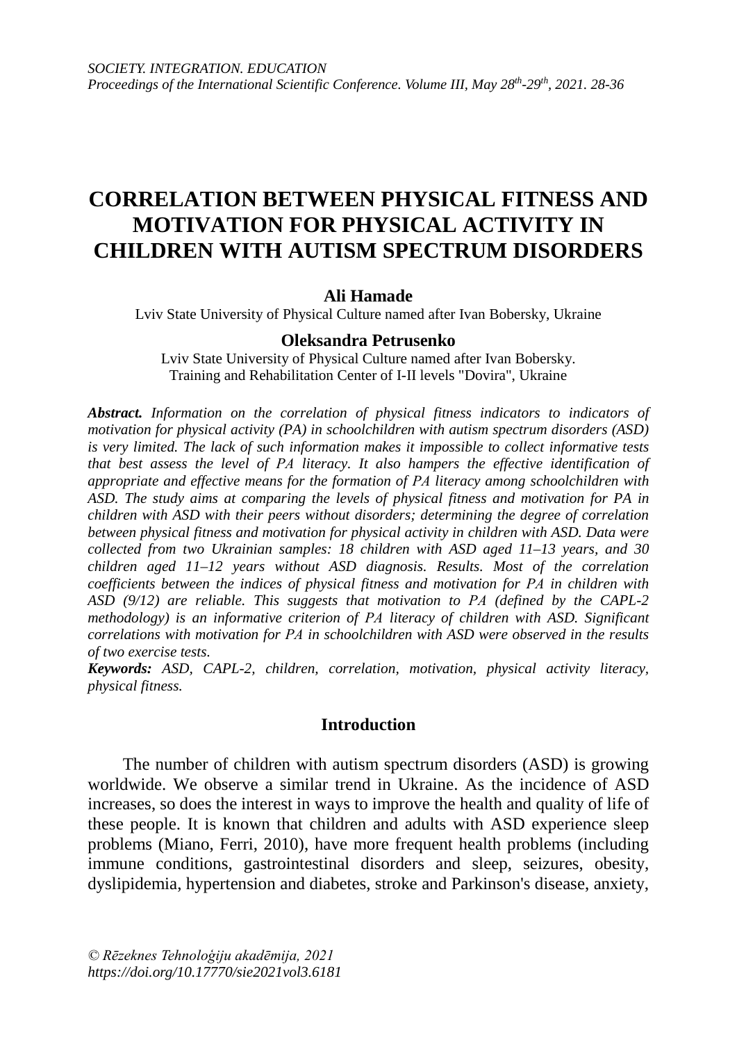# CORRELATION BETWEEN PHYSICAL FITNESS AND MOTIVATION FOR PHYSICAL ACTIVITY IN CHILDREN WITH AUTISM SPECTRUM DISORDERS

**Ali Hamade**

Lviv State University of Physical Culture named after Ivan Bobersky, Ukraine

**Oleksandra Petrusenko**

Lviv State University of Physical Culture named after Ivan Bobersky.
Training and Rehabilitation Center of I-II levels "Dovira", Ukraine

***Abstract.*** *Information on the correlation of physical fitness indicators to indicators of motivation for physical activity (PA) in schoolchildren with autism spectrum disorders (ASD) is very limited. The lack of such information makes it impossible to collect informative tests that best assess the level of PA literacy. It also hampers the effective identification of appropriate and effective means for the formation of PA literacy among schoolchildren with ASD. The study aims at comparing the levels of physical fitness and motivation for PA in children with ASD with their peers without disorders; determining the degree of correlation between physical fitness and motivation for physical activity in children with ASD. Data were collected from two Ukrainian samples: 18 children with ASD aged 11–13 years, and 30 children aged 11–12 years without ASD diagnosis. Results. Most of the correlation coefficients between the indices of physical fitness and motivation for PA in children with ASD (9/12) are reliable. This suggests that motivation to PA (defined by the CAPL-2 methodology) is an informative criterion of PA literacy of children with ASD. Significant correlations with motivation for PA in schoolchildren with ASD were observed in the results of two exercise tests.*

***Keywords:*** *ASD, CAPL-2, children, correlation, motivation, physical activity literacy, physical fitness.*

## Introduction

The number of children with autism spectrum disorders (ASD) is growing worldwide. We observe a similar trend in Ukraine. As the incidence of ASD increases, so does the interest in ways to improve the health and quality of life of these people. It is known that children and adults with ASD experience sleep problems (Miano, Ferri, 2010), have more frequent health problems (including immune conditions, gastrointestinal disorders and sleep, seizures, obesity, dyslipidemia, hypertension and diabetes, stroke and Parkinson's disease, anxiety,

*© Rēzeknes Tehnoloģiju akadēmija, 2021*
*https://doi.org/10.17770/sie2021vol3.6181*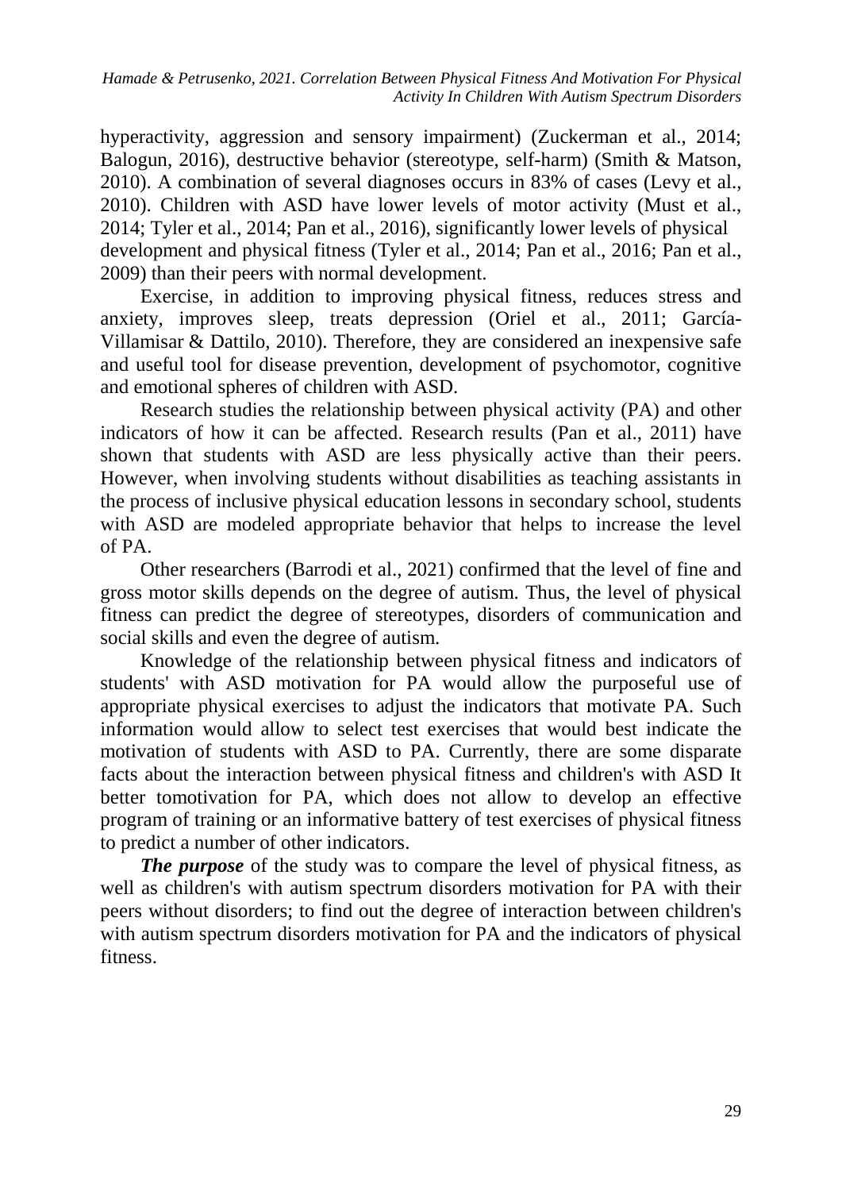hyperactivity, aggression and sensory impairment) (Zuckerman et al., 2014; Balogun, 2016), destructive behavior (stereotype, self-harm) (Smith & Matson, 2010). A combination of several diagnoses occurs in 83% of cases (Levy et al., 2010). Children with ASD have lower levels of motor activity (Must et al., 2014; Tyler et al., 2014; Pan et al., 2016), significantly lower levels of physical development and physical fitness (Tyler et al., 2014; Pan et al., 2016; Pan et al., 2009) than their peers with normal development.

Exercise, in addition to improving physical fitness, reduces stress and anxiety, improves sleep, treats depression (Oriel et al., 2011; García-Villamisar & Dattilo, 2010). Therefore, they are considered an inexpensive safe and useful tool for disease prevention, development of psychomotor, cognitive and emotional spheres of children with ASD.

Research studies the relationship between physical activity (PA) and other indicators of how it can be affected. Research results (Pan et al., 2011) have shown that students with ASD are less physically active than their peers. However, when involving students without disabilities as teaching assistants in the process of inclusive physical education lessons in secondary school, students with ASD are modeled appropriate behavior that helps to increase the level of PA.

Other researchers (Barrodi et al., 2021) confirmed that the level of fine and gross motor skills depends on the degree of autism. Thus, the level of physical fitness can predict the degree of stereotypes, disorders of communication and social skills and even the degree of autism.

Knowledge of the relationship between physical fitness and indicators of students' with ASD motivation for PA would allow the purposeful use of appropriate physical exercises to adjust the indicators that motivate PA. Such information would allow to select test exercises that would best indicate the motivation of students with ASD to PA. Currently, there are some disparate facts about the interaction between physical fitness and children's with ASD It better tomotivation for PA, which does not allow to develop an effective program of training or an informative battery of test exercises of physical fitness to predict a number of other indicators.

***The purpose*** of the study was to compare the level of physical fitness, as well as children's with autism spectrum disorders motivation for PA with their peers without disorders; to find out the degree of interaction between children's with autism spectrum disorders motivation for PA and the indicators of physical fitness.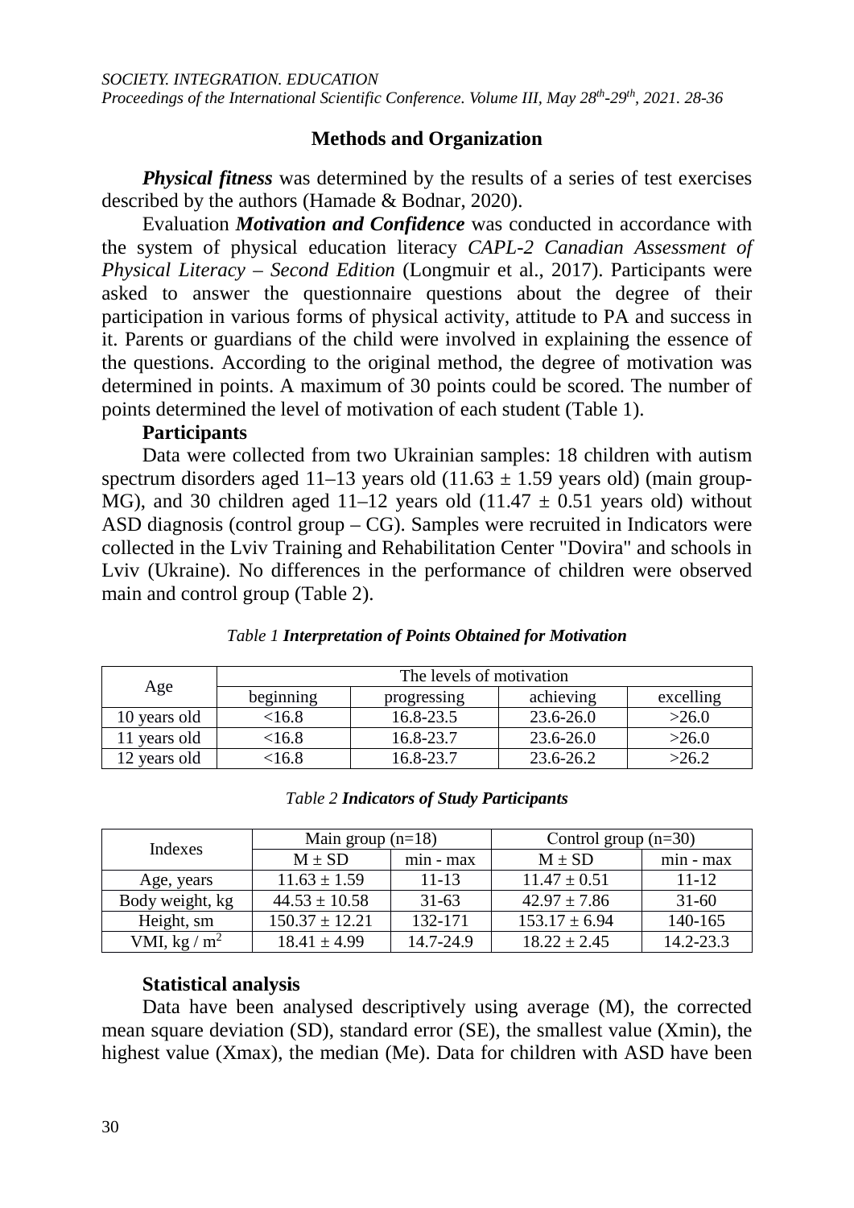## Methods and Organization

***Physical fitness*** was determined by the results of a series of test exercises described by the authors (Hamade & Bodnar, 2020).

Evaluation ***Motivation and Confidence*** was conducted in accordance with the system of physical education literacy *CAPL-2 Canadian Assessment of Physical Literacy – Second Edition* (Longmuir et al., 2017). Participants were asked to answer the questionnaire questions about the degree of their participation in various forms of physical activity, attitude to PA and success in it. Parents or guardians of the child were involved in explaining the essence of the questions. According to the original method, the degree of motivation was determined in points. A maximum of 30 points could be scored. The number of points determined the level of motivation of each student (Table 1).

**Participants**

Data were collected from two Ukrainian samples: 18 children with autism spectrum disorders aged 11–13 years old (11.63 ± 1.59 years old) (main group-MG), and 30 children aged 11–12 years old (11.47 ± 0.51 years old) without ASD diagnosis (control group – CG). Samples were recruited in Indicators were collected in the Lviv Training and Rehabilitation Center "Dovira" and schools in Lviv (Ukraine). No differences in the performance of children were observed main and control group (Table 2).

*Table 1* ***Interpretation of Points Obtained for Motivation***

| Age | The levels of motivation | | | |
|---|---|---|---|---|
| | beginning | progressing | achieving | excelling |
| 10 years old | <16.8 | 16.8-23.5 | 23.6-26.0 | >26.0 |
| 11 years old | <16.8 | 16.8-23.7 | 23.6-26.0 | >26.0 |
| 12 years old | <16.8 | 16.8-23.7 | 23.6-26.2 | >26.2 |

*Table 2* ***Indicators of Study Participants***

| Indexes | Main group (n=18) | | Control group (n=30) | |
|---|---|---|---|---|
| | M ± SD | min - max | M ± SD | min - max |
| Age, years | 11.63 ± 1.59 | 11-13 | 11.47 ± 0.51 | 11-12 |
| Body weight, kg | 44.53 ± 10.58 | 31-63 | 42.97 ± 7.86 | 31-60 |
| Height, sm | 150.37 ± 12.21 | 132-171 | 153.17 ± 6.94 | 140-165 |
| VMI, kg / $m^2$ | 18.41 ± 4.99 | 14.7-24.9 | 18.22 ± 2.45 | 14.2-23.3 |

**Statistical analysis**

Data have been analysed descriptively using average (M), the corrected mean square deviation (SD), standard error (SE), the smallest value (Xmin), the highest value (Xmax), the median (Me). Data for children with ASD have been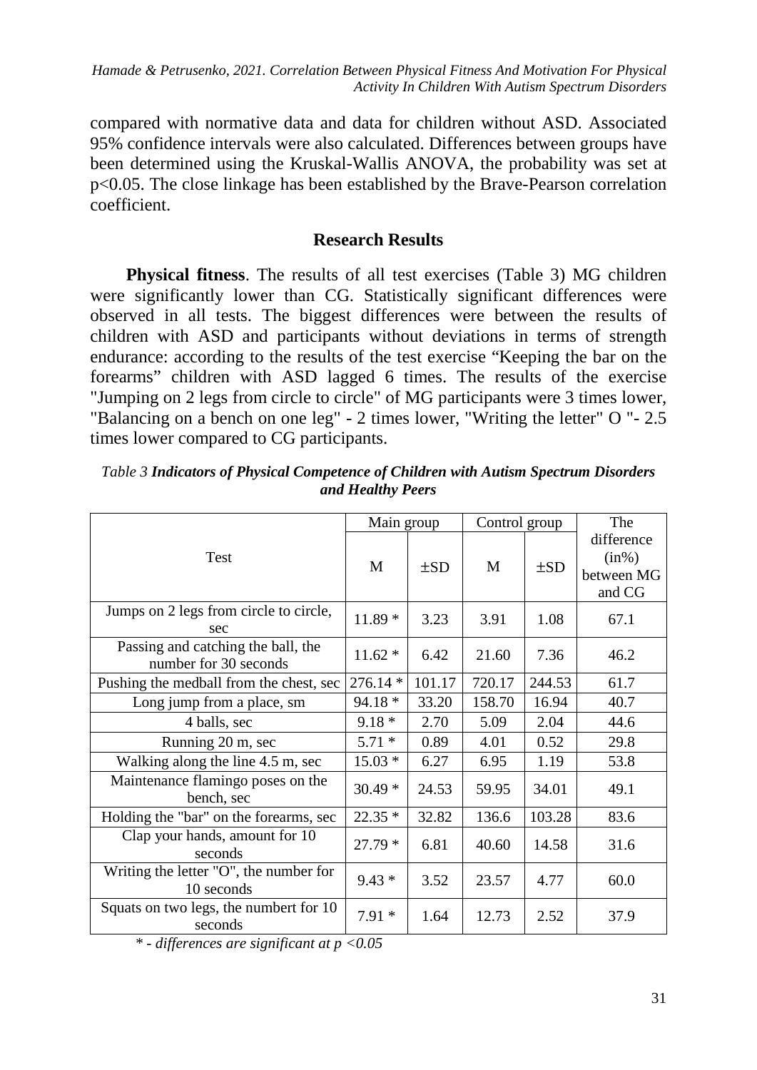compared with normative data and data for children without ASD. Associated 95% confidence intervals were also calculated. Differences between groups have been determined using the Kruskal-Wallis ANOVA, the probability was set at $p<0.05$. The close linkage has been established by the Brave-Pearson correlation coefficient.

## Research Results

**Physical fitness**. The results of all test exercises (Table 3) MG children were significantly lower than CG. Statistically significant differences were observed in all tests. The biggest differences were between the results of children with ASD and participants without deviations in terms of strength endurance: according to the results of the test exercise "Keeping the bar on the forearms" children with ASD lagged 6 times. The results of the exercise "Jumping on 2 legs from circle to circle" of MG participants were 3 times lower, "Balancing on a bench on one leg" - 2 times lower, "Writing the letter" O "- 2.5 times lower compared to CG participants.

*Table 3* ***Indicators of Physical Competence of Children with Autism Spectrum Disorders and Healthy Peers***

| Test | Main group | | Control group | | The difference (in%) between MG and CG |
|---|---|---|---|---|---|
| | M | ±SD | M | ±SD | |
| Jumps on 2 legs from circle to circle, sec | 11.89 * | 3.23 | 3.91 | 1.08 | 67.1 |
| Passing and catching the ball, the number for 30 seconds | 11.62 * | 6.42 | 21.60 | 7.36 | 46.2 |
| Pushing the medball from the chest, sec | 276.14 * | 101.17 | 720.17 | 244.53 | 61.7 |
| Long jump from a place, sm | 94.18 * | 33.20 | 158.70 | 16.94 | 40.7 |
| 4 balls, sec | 9.18 * | 2.70 | 5.09 | 2.04 | 44.6 |
| Running 20 m, sec | 5.71 * | 0.89 | 4.01 | 0.52 | 29.8 |
| Walking along the line 4.5 m, sec | 15.03 * | 6.27 | 6.95 | 1.19 | 53.8 |
| Maintenance flamingo poses on the bench, sec | 30.49 * | 24.53 | 59.95 | 34.01 | 49.1 |
| Holding the "bar" on the forearms, sec | 22.35 * | 32.82 | 136.6 | 103.28 | 83.6 |
| Clap your hands, amount for 10 seconds | 27.79 * | 6.81 | 40.60 | 14.58 | 31.6 |
| Writing the letter "O", the number for 10 seconds | 9.43 * | 3.52 | 23.57 | 4.77 | 60.0 |
| Squats on two legs, the numbert for 10 seconds | 7.91 * | 1.64 | 12.73 | 2.52 | 37.9 |

*\* - differences are significant at $p<0.05$*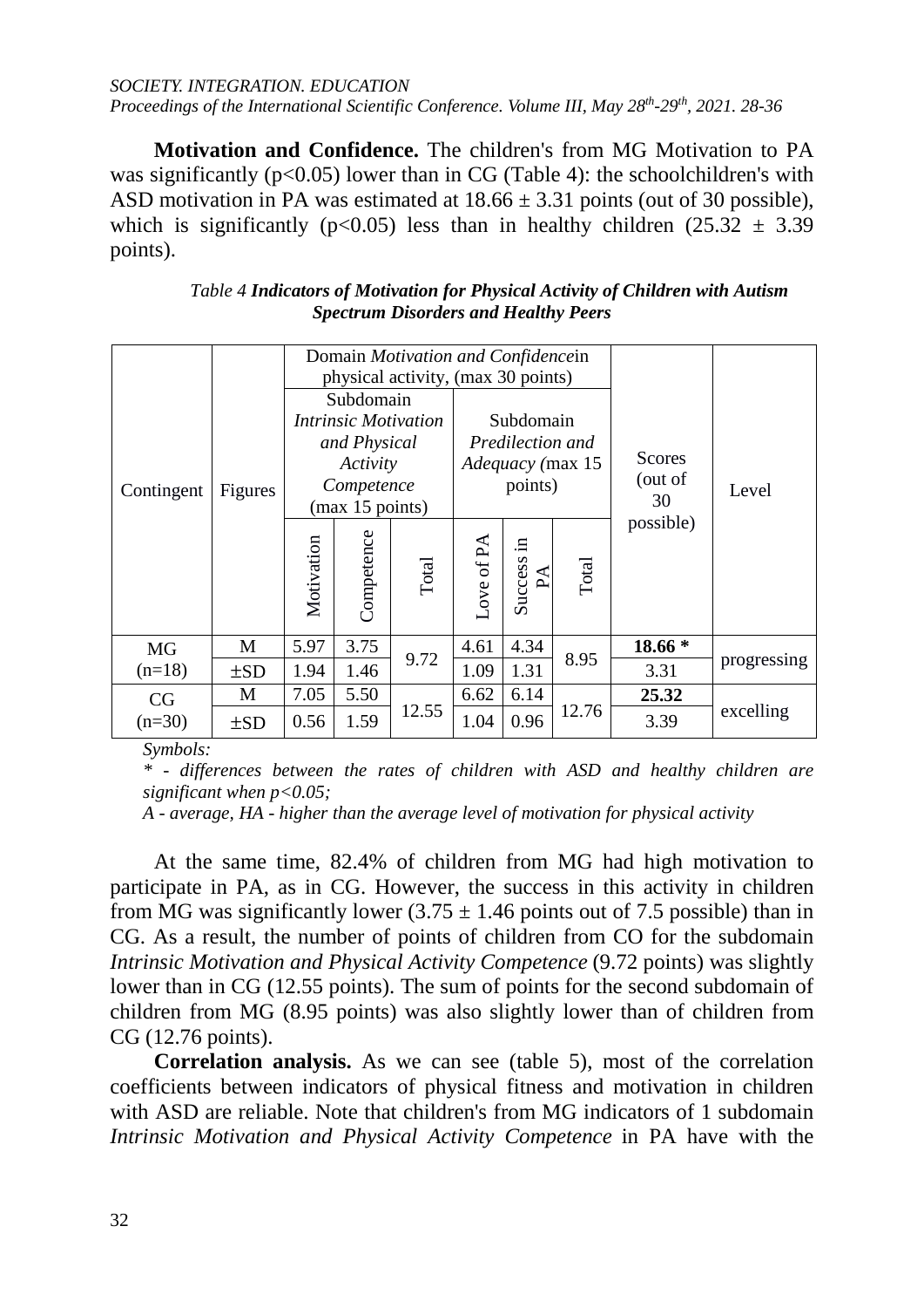**Motivation and Confidence.** The children's from MG Motivation to PA was significantly ($p<0.05$) lower than in CG (Table 4): the schoolchildren's with ASD motivation in PA was estimated at $18.66 \pm 3.31$ points (out of 30 possible), which is significantly ($p<0.05$) less than in healthy children ($25.32 \pm 3.39$ points).

*Table 4* ***Indicators of Motivation for Physical Activity of Children with Autism Spectrum Disorders and Healthy Peers***

| Contingent | Figures | Domain *Motivation and Confidence*in physical activity, (max 30 points) | | | | | | Scores (out of 30 possible) | Level |
|---|---|---|---|---|---|---|---|---|---|
| | | Subdomain *Intrinsic Motivation and Physical Activity Competence* (max 15 points) | | | Subdomain *Predilection and Adequacy (*max 15 points) | | | | |
| | | Motivation | Competence | Total | Love of PA | Success in PA | Total | | |
| MG (n=18) | M | 5.97 | 3.75 | 9.72 | 4.61 | 4.34 | 8.95 | **18.66 \*** | progressing |
| | ±SD | 1.94 | 1.46 | | 1.09 | 1.31 | | 3.31 | |
| CG (n=30) | M | 7.05 | 5.50 | 12.55 | 6.62 | 6.14 | 12.76 | **25.32** | excelling |
| | ±SD | 0.56 | 1.59 | | 1.04 | 0.96 | | 3.39 | |

*Symbols:*

*\* - differences between the rates of children with ASD and healthy children are significant when p<0.05;*

*A - average, HA - higher than the average level of motivation for physical activity*

At the same time, 82.4% of children from MG had high motivation to participate in PA, as in CG. However, the success in this activity in children from MG was significantly lower ($3.75 \pm 1.46$ points out of 7.5 possible) than in CG. As a result, the number of points of children from CO for the subdomain *Intrinsic Motivation and Physical Activity Competence* (9.72 points) was slightly lower than in CG (12.55 points). The sum of points for the second subdomain of children from MG (8.95 points) was also slightly lower than of children from CG (12.76 points).

**Correlation analysis.** As we can see (table 5), most of the correlation coefficients between indicators of physical fitness and motivation in children with ASD are reliable. Note that children's from MG indicators of 1 subdomain *Intrinsic Motivation and Physical Activity Competence* in PA have with the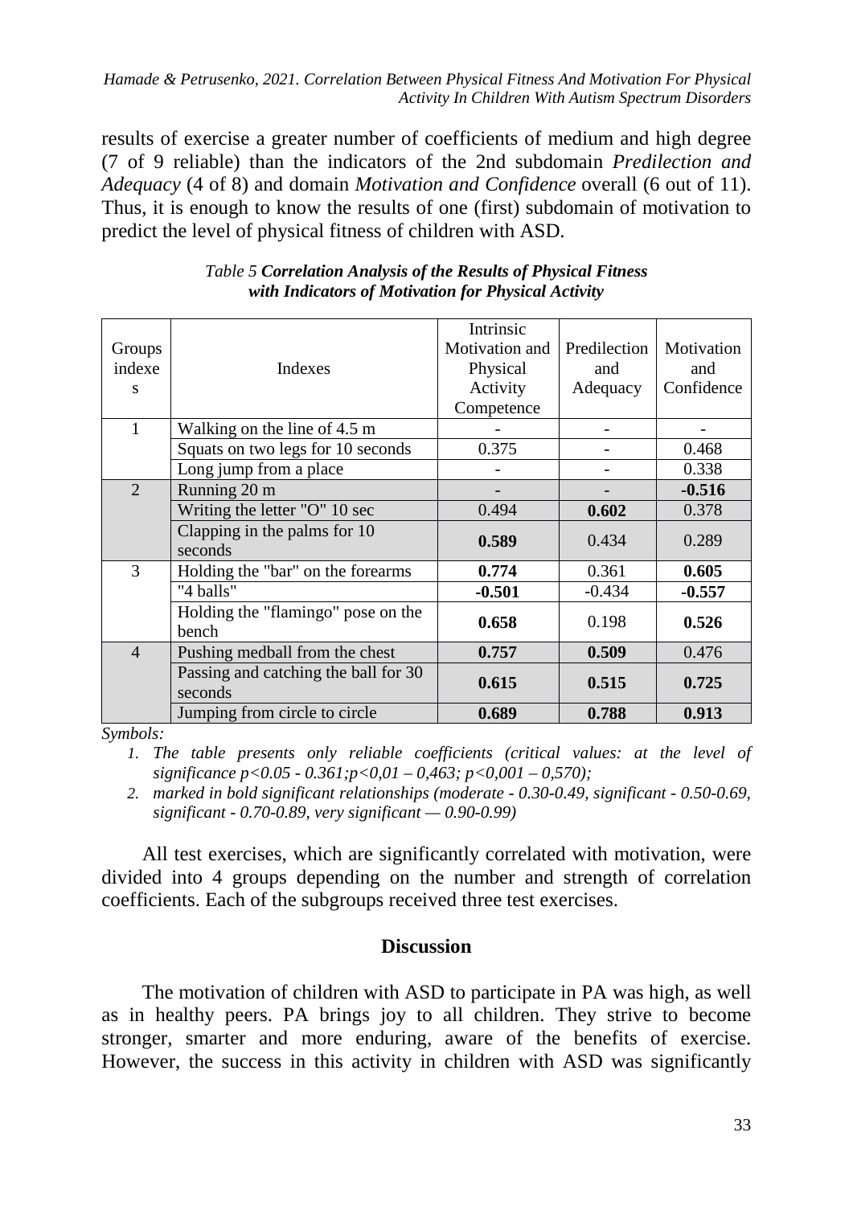results of exercise a greater number of coefficients of medium and high degree (7 of 9 reliable) than the indicators of the 2nd subdomain *Predilection and Adequacy* (4 of 8) and domain *Motivation and Confidence* overall (6 out of 11). Thus, it is enough to know the results of one (first) subdomain of motivation to predict the level of physical fitness of children with ASD.

*Table 5* ***Correlation Analysis of the Results of Physical Fitness with Indicators of Motivation for Physical Activity***

| Groups indexes | Indexes | Intrinsic Motivation and Physical Activity Competence | Predilection and Adequacy | Motivation and Confidence |
|---|---|---|---|---|
| 1 | Walking on the line of 4.5 m | - | - | - |
| | Squats on two legs for 10 seconds | 0.375 | - | 0.468 |
| | Long jump from a place | - | - | 0.338 |
| 2 | Running 20 m | - | - | **-0.516** |
| | Writing the letter "O" 10 sec | 0.494 | **0.602** | 0.378 |
| | Clapping in the palms for 10 seconds | **0.589** | 0.434 | 0.289 |
| 3 | Holding the "bar" on the forearms | **0.774** | 0.361 | **0.605** |
| | "4 balls" | **-0.501** | -0.434 | **-0.557** |
| | Holding the "flamingo" pose on the bench | **0.658** | 0.198 | **0.526** |
| 4 | Pushing medball from the chest | **0.757** | **0.509** | 0.476 |
| | Passing and catching the ball for 30 seconds | **0.615** | **0.515** | **0.725** |
| | Jumping from circle to circle | **0.689** | **0.788** | **0.913** |

*Symbols:*

1. *The table presents only reliable coefficients (critical values: at the level of significance p<0.05 - 0.361;p<0,01 – 0,463; p<0,001 – 0,570);*
2. *marked in bold significant relationships (moderate - 0.30-0.49, significant - 0.50-0.69, significant - 0.70-0.89, very significant — 0.90-0.99)*

All test exercises, which are significantly correlated with motivation, were divided into 4 groups depending on the number and strength of correlation coefficients. Each of the subgroups received three test exercises.

## Discussion

The motivation of children with ASD to participate in PA was high, as well as in healthy peers. PA brings joy to all children. They strive to become stronger, smarter and more enduring, aware of the benefits of exercise. However, the success in this activity in children with ASD was significantly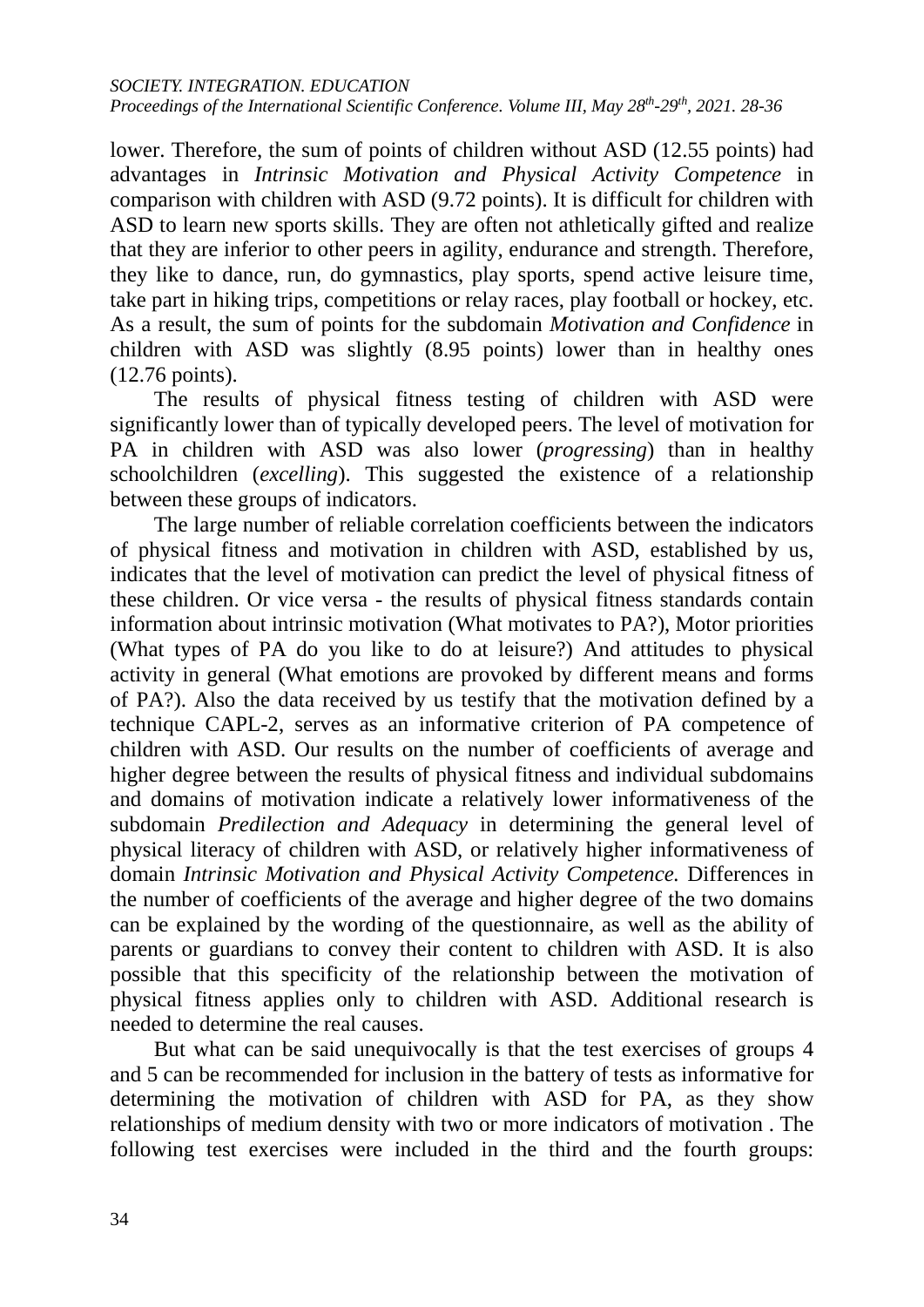lower. Therefore, the sum of points of children without ASD (12.55 points) had advantages in *Intrinsic Motivation and Physical Activity Competence* in comparison with children with ASD (9.72 points). It is difficult for children with ASD to learn new sports skills. They are often not athletically gifted and realize that they are inferior to other peers in agility, endurance and strength. Therefore, they like to dance, run, do gymnastics, play sports, spend active leisure time, take part in hiking trips, competitions or relay races, play football or hockey, etc. As a result, the sum of points for the subdomain *Motivation and Confidence* in children with ASD was slightly (8.95 points) lower than in healthy ones (12.76 points).

The results of physical fitness testing of children with ASD were significantly lower than of typically developed peers. The level of motivation for PA in children with ASD was also lower (*progressing*) than in healthy schoolchildren (*excelling*). This suggested the existence of a relationship between these groups of indicators.

The large number of reliable correlation coefficients between the indicators of physical fitness and motivation in children with ASD, established by us, indicates that the level of motivation can predict the level of physical fitness of these children. Or vice versa - the results of physical fitness standards contain information about intrinsic motivation (What motivates to PA?), Motor priorities (What types of PA do you like to do at leisure?) And attitudes to physical activity in general (What emotions are provoked by different means and forms of PA?). Also the data received by us testify that the motivation defined by a technique CAPL-2, serves as an informative criterion of PA competence of children with ASD. Our results on the number of coefficients of average and higher degree between the results of physical fitness and individual subdomains and domains of motivation indicate a relatively lower informativeness of the subdomain *Predilection and Adequacy* in determining the general level of physical literacy of children with ASD, or relatively higher informativeness of domain *Intrinsic Motivation and Physical Activity Competence.* Differences in the number of coefficients of the average and higher degree of the two domains can be explained by the wording of the questionnaire, as well as the ability of parents or guardians to convey their content to children with ASD. It is also possible that this specificity of the relationship between the motivation of physical fitness applies only to children with ASD. Additional research is needed to determine the real causes.

But what can be said unequivocally is that the test exercises of groups 4 and 5 can be recommended for inclusion in the battery of tests as informative for determining the motivation of children with ASD for PA, as they show relationships of medium density with two or more indicators of motivation . The following test exercises were included in the third and the fourth groups: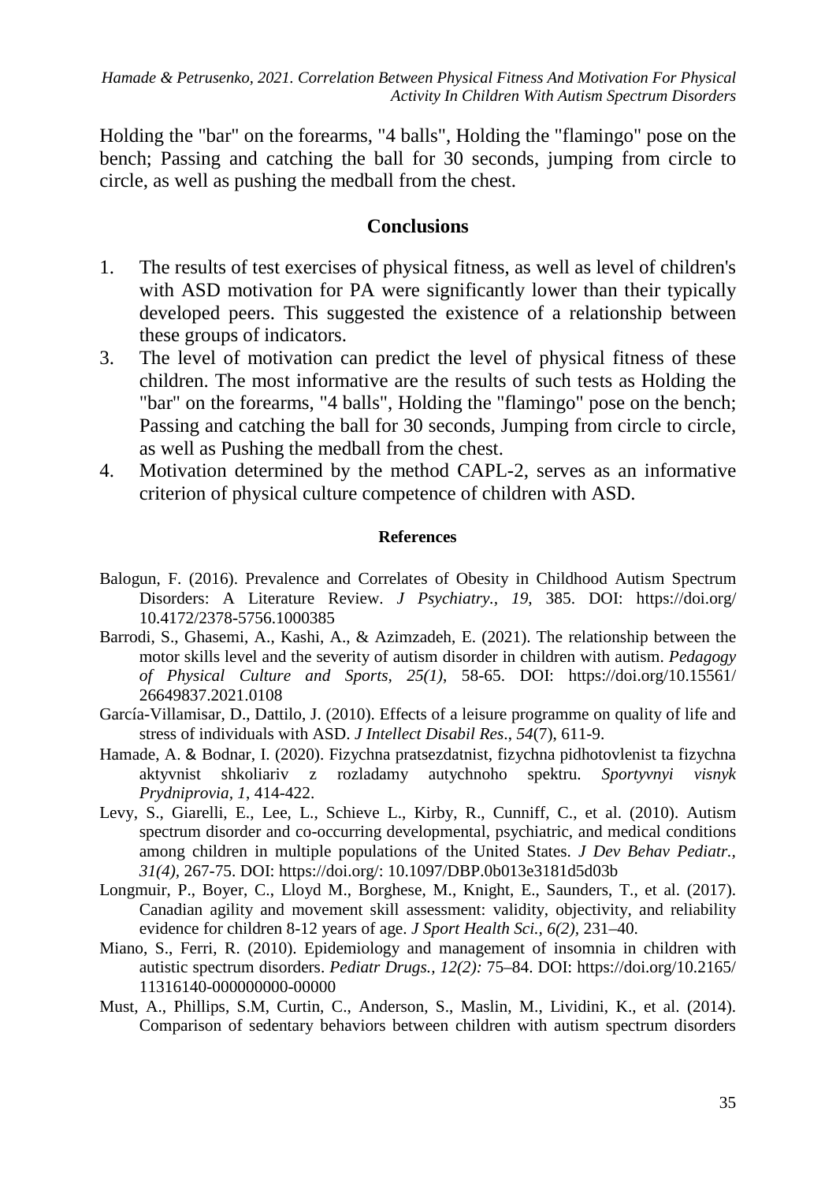Holding the "bar" on the forearms, "4 balls", Holding the "flamingo" pose on the bench; Passing and catching the ball for 30 seconds, jumping from circle to circle, as well as pushing the medball from the chest.

## Conclusions

1. The results of test exercises of physical fitness, as well as level of children's with ASD motivation for PA were significantly lower than their typically developed peers. This suggested the existence of a relationship between these groups of indicators.
3. The level of motivation can predict the level of physical fitness of these children. The most informative are the results of such tests as Holding the "bar" on the forearms, "4 balls", Holding the "flamingo" pose on the bench; Passing and catching the ball for 30 seconds, Jumping from circle to circle, as well as Pushing the medball from the chest.
4. Motivation determined by the method CAPL-2, serves as an informative criterion of physical culture competence of children with ASD.

### References

Balogun, F. (2016). Prevalence and Correlates of Obesity in Childhood Autism Spectrum Disorders: A Literature Review. *J Psychiatry., 19*, 385. DOI: https://doi.org/ 10.4172/2378-5756.1000385

Barrodi, S., Ghasemi, A., Kashi, A., & Azimzadeh, E. (2021). The relationship between the motor skills level and the severity of autism disorder in children with autism. *Pedagogy of Physical Culture and Sports, 25(1)*, 58-65. DOI: https://doi.org/10.15561/ 26649837.2021.0108

García-Villamisar, D., Dattilo, J. (2010). Effects of a leisure programme on quality of life and stress of individuals with ASD. *J Intellect Disabil Res*., *54*(7), 611-9.

Hamade, A. & Bodnar, I. (2020). Fizychna pratsezdatnist, fizychna pidhotovlenist ta fizychna aktyvnist shkoliariv z rozladamy autychnoho spektru. *Sportyvnyi visnyk Prydniprovia, 1*, 414-422.

Levy, S., Giarelli, E., Lee, L., Schieve L., Kirby, R., Cunniff, C., et al. (2010). Autism spectrum disorder and co-occurring developmental, psychiatric, and medical conditions among children in multiple populations of the United States. *J Dev Behav Pediatr., 31(4)*, 267-75. DOI: https://doi.org/: 10.1097/DBP.0b013e3181d5d03b

Longmuir, P., Boyer, C., Lloyd M., Borghese, M., Knight, E., Saunders, T., et al. (2017). Canadian agility and movement skill assessment: validity, objectivity, and reliability evidence for children 8-12 years of age. *J Sport Health Sci., 6(2)*, 231–40.

Miano, S., Ferri, R. (2010). Epidemiology and management of insomnia in children with autistic spectrum disorders. *Pediatr Drugs., 12(2):* 75–84. DOI: https://doi.org/10.2165/ 11316140-000000000-00000

Must, A., Phillips, S.M, Curtin, C., Anderson, S., Maslin, M., Lividini, K., et al. (2014). Comparison of sedentary behaviors between children with autism spectrum disorders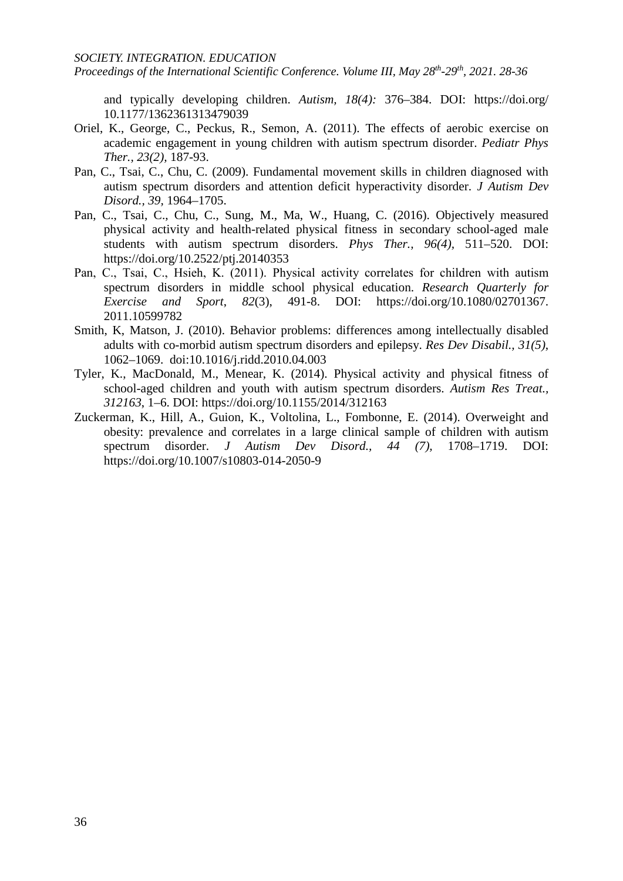and typically developing children. *Autism, 18(4):* 376–384. DOI: https://doi.org/10.1177/1362361313479039

Oriel, K., George, C., Peckus, R., Semon, A. (2011). The effects of aerobic exercise on academic engagement in young children with autism spectrum disorder. *Pediatr Phys Ther., 23(2),* 187-93.

Pan, C., Tsai, C., Chu, C. (2009). Fundamental movement skills in children diagnosed with autism spectrum disorders and attention deficit hyperactivity disorder. *J Autism Dev Disord., 39,* 1964–1705.

Pan, C., Tsai, C., Chu, C., Sung, M., Ma, W., Huang, C. (2016). Objectively measured physical activity and health-related physical fitness in secondary school-aged male students with autism spectrum disorders. *Phys Ther., 96(4),* 511–520. DOI: https://doi.org/10.2522/ptj.20140353

Pan, C., Tsai, C., Hsieh, K. (2011). Physical activity correlates for children with autism spectrum disorders in middle school physical education. *Research Quarterly for Exercise and Sport*, *82*(3), 491-8. DOI: https://doi.org/10.1080/02701367.2011.10599782

Smith, K, Matson, J. (2010). Behavior problems: differences among intellectually disabled adults with co-morbid autism spectrum disorders and epilepsy. *Res Dev Disabil., 31(5),* 1062–1069. doi:10.1016/j.ridd.2010.04.003

Tyler, K., MacDonald, M., Menear, K. (2014). Physical activity and physical fitness of school-aged children and youth with autism spectrum disorders. *Autism Res Treat., 312163*, 1–6. DOI: https://doi.org/10.1155/2014/312163

Zuckerman, K., Hill, A., Guion, K., Voltolina, L., Fombonne, E. (2014). Overweight and obesity: prevalence and correlates in a large clinical sample of children with autism spectrum disorder. *J Autism Dev Disord., 44 (7),* 1708–1719. DOI: https://doi.org/10.1007/s10803-014-2050-9